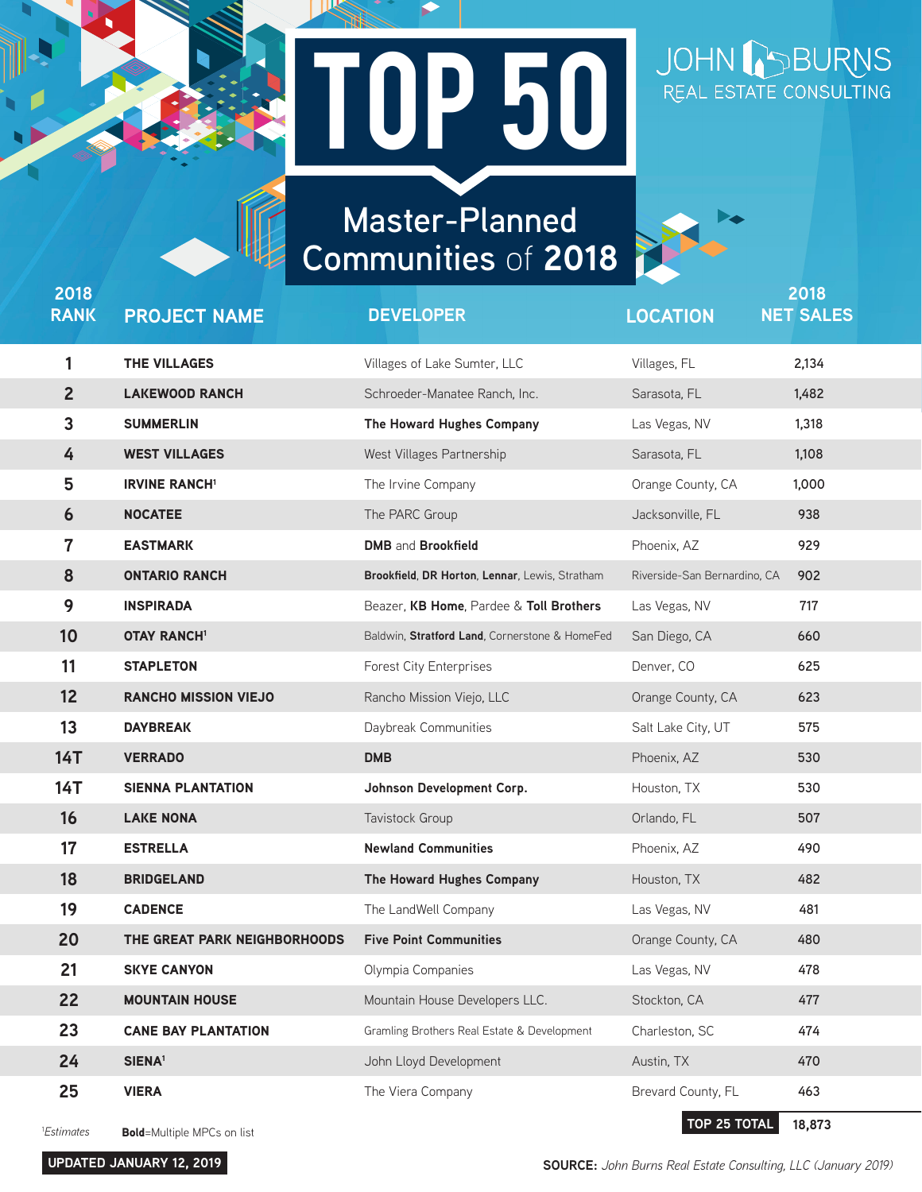# TOP 50

## Master-Planned Communities of 2018

JOHN BURNS REAL ESTATE CONSULTING

| 2018 RANK | PROJECT NAME | DEVELOPER | LOCATION | 2018 NET SALES |
|---|---|---|---|---|
| 1 | **THE VILLAGES** | Villages of Lake Sumter, LLC | Villages, FL | 2,134 |
| 2 | **LAKEWOOD RANCH** | Schroeder-Manatee Ranch, Inc. | Sarasota, FL | 1,482 |
| 3 | **SUMMERLIN** | **The Howard Hughes Company** | Las Vegas, NV | 1,318 |
| 4 | **WEST VILLAGES** | West Villages Partnership | Sarasota, FL | 1,108 |
| 5 | **IRVINE RANCH**[1] | The Irvine Company | Orange County, CA | 1,000 |
| 6 | **NOCATEE** | The PARC Group | Jacksonville, FL | 938 |
| 7 | **EASTMARK** | **DMB** and **Brookfield** | Phoenix, AZ | 929 |
| 8 | **ONTARIO RANCH** | **Brookfield**, **DR Horton**, **Lennar**, Lewis, Stratham | Riverside-San Bernardino, CA | 902 |
| 9 | **INSPIRADA** | Beazer, **KB Home**, Pardee & **Toll Brothers** | Las Vegas, NV | 717 |
| 10 | **OTAY RANCH**[1] | Baldwin, **Stratford Land**, Cornerstone & HomeFed | San Diego, CA | 660 |
| 11 | **STAPLETON** | Forest City Enterprises | Denver, CO | 625 |
| 12 | **RANCHO MISSION VIEJO** | Rancho Mission Viejo, LLC | Orange County, CA | 623 |
| 13 | **DAYBREAK** | Daybreak Communities | Salt Lake City, UT | 575 |
| 14T | **VERRADO** | **DMB** | Phoenix, AZ | 530 |
| 14T | **SIENNA PLANTATION** | **Johnson Development Corp.** | Houston, TX | 530 |
| 16 | **LAKE NONA** | Tavistock Group | Orlando, FL | 507 |
| 17 | **ESTRELLA** | **Newland Communities** | Phoenix, AZ | 490 |
| 18 | **BRIDGELAND** | **The Howard Hughes Company** | Houston, TX | 482 |
| 19 | **CADENCE** | The LandWell Company | Las Vegas, NV | 481 |
| 20 | **THE GREAT PARK NEIGHBORHOODS** | **Five Point Communities** | Orange County, CA | 480 |
| 21 | **SKYE CANYON** | Olympia Companies | Las Vegas, NV | 478 |
| 22 | **MOUNTAIN HOUSE** | Mountain House Developers LLC. | Stockton, CA | 477 |
| 23 | **CANE BAY PLANTATION** | Gramling Brothers Real Estate & Development | Charleston, SC | 474 |
| 24 | **SIENA**[1] | John Lloyd Development | Austin, TX | 470 |
| 25 | **VIERA** | The Viera Company | Brevard County, FL | 463 |
| | | | **TOP 25 TOTAL** | **18,873** |

[1]*Estimates* **Bold**=Multiple MPCs on list

**UPDATED JANUARY 12, 2019**

**SOURCE:** *John Burns Real Estate Consulting, LLC (January 2019)*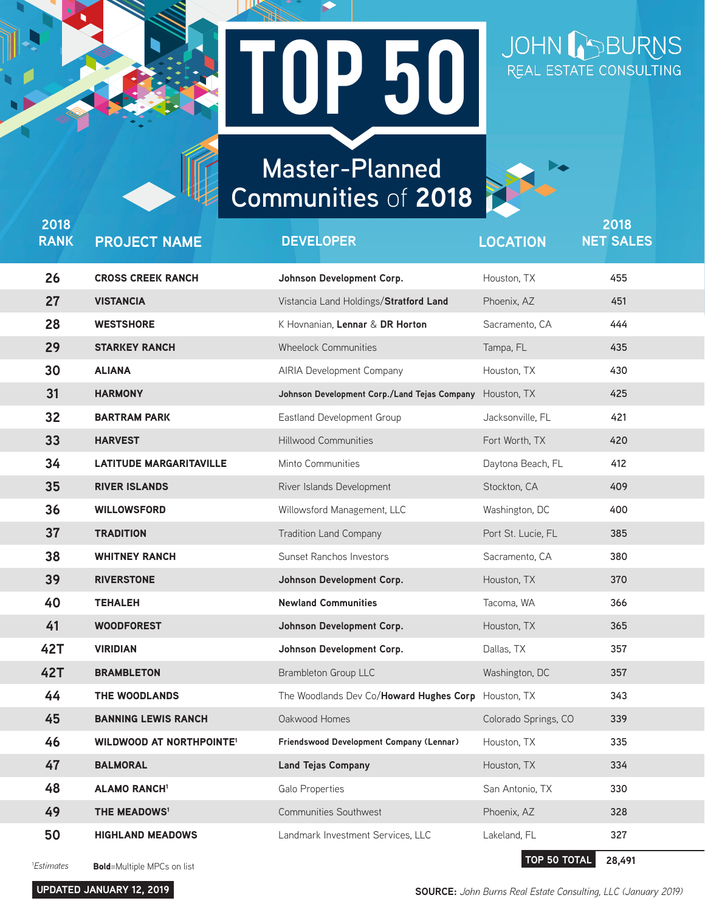# TOP 50

## Master-Planned Communities of 2018

JOHN BURNS REAL ESTATE CONSULTING

| 2018 RANK | PROJECT NAME | DEVELOPER | LOCATION | 2018 NET SALES |
|---|---|---|---|---|
| 26 | CROSS CREEK RANCH | **Johnson Development Corp.** | Houston, TX | 455 |
| 27 | VISTANCIA | Vistancia Land Holdings/**Stratford Land** | Phoenix, AZ | 451 |
| 28 | WESTSHORE | K Hovnanian, **Lennar** & **DR Horton** | Sacramento, CA | 444 |
| 29 | STARKEY RANCH | Wheelock Communities | Tampa, FL | 435 |
| 30 | ALIANA | AIRIA Development Company | Houston, TX | 430 |
| 31 | HARMONY | **Johnson Development Corp./Land Tejas Company** | Houston, TX | 425 |
| 32 | BARTRAM PARK | Eastland Development Group | Jacksonville, FL | 421 |
| 33 | HARVEST | Hillwood Communities | Fort Worth, TX | 420 |
| 34 | LATITUDE MARGARITAVILLE | Minto Communities | Daytona Beach, FL | 412 |
| 35 | RIVER ISLANDS | River Islands Development | Stockton, CA | 409 |
| 36 | WILLOWSFORD | Willowsford Management, LLC | Washington, DC | 400 |
| 37 | TRADITION | Tradition Land Company | Port St. Lucie, FL | 385 |
| 38 | WHITNEY RANCH | Sunset Ranchos Investors | Sacramento, CA | 380 |
| 39 | RIVERSTONE | **Johnson Development Corp.** | Houston, TX | 370 |
| 40 | TEHALEH | **Newland Communities** | Tacoma, WA | 366 |
| 41 | WOODFOREST | **Johnson Development Corp.** | Houston, TX | 365 |
| 42T | VIRIDIAN | **Johnson Development Corp.** | Dallas, TX | 357 |
| 42T | BRAMBLETON | Brambleton Group LLC | Washington, DC | 357 |
| 44 | THE WOODLANDS | The Woodlands Dev Co/**Howard Hughes Corp** | Houston, TX | 343 |
| 45 | BANNING LEWIS RANCH | Oakwood Homes | Colorado Springs, CO | 339 |
| 46 | WILDWOOD AT NORTHPOINTE[1] | **Friendswood Development Company (Lennar)** | Houston, TX | 335 |
| 47 | BALMORAL | **Land Tejas Company** | Houston, TX | 334 |
| 48 | ALAMO RANCH[1] | Galo Properties | San Antonio, TX | 330 |
| 49 | THE MEADOWS[1] | Communities Southwest | Phoenix, AZ | 328 |
| 50 | HIGHLAND MEADOWS | Landmark Investment Services, LLC | Lakeland, FL | 327 |
| | | | **TOP 50 TOTAL** | **28,491** |

[1] *Estimates* **Bold**=Multiple MPCs on list

**UPDATED JANUARY 12, 2019**

**SOURCE:** *John Burns Real Estate Consulting, LLC (January 2019)*